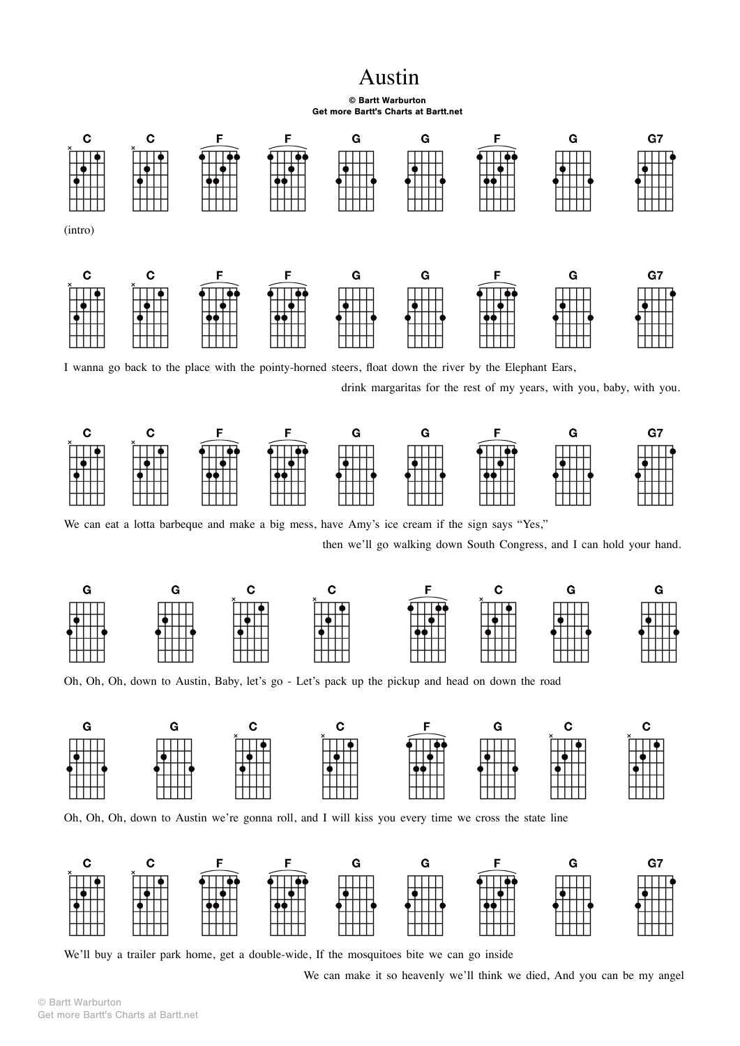# Austin

**© Bartt Warburton**
**Get more Bartt's Charts at Bartt.net**

C C F F G G F G G7

(intro)

C C F F G G F G G7

I wanna go back to the place with the pointy-horned steers, float down the river by the Elephant Ears,

drink margaritas for the rest of my years, with you, baby, with you.

C C F F G G F G G7

We can eat a lotta barbeque and make a big mess, have Amy's ice cream if the sign says "Yes,"

then we'll go walking down South Congress, and I can hold your hand.

G G C C F C G G

Oh, Oh, Oh, down to Austin, Baby, let's go - Let's pack up the pickup and head on down the road

G G C C F G C C

Oh, Oh, Oh, down to Austin we're gonna roll, and I will kiss you every time we cross the state line

C C F F G G F G G7

We'll buy a trailer park home, get a double-wide, If the mosquitoes bite we can go inside

We can make it so heavenly we'll think we died, And you can be my angel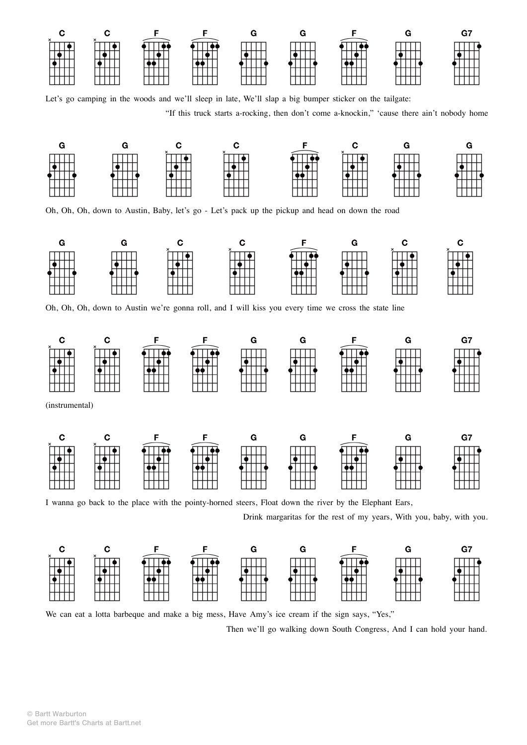C C F F G G F G G7

Let's go camping in the woods and we'll sleep in late, We'll slap a big bumper sticker on the tailgate:

"If this truck starts a-rocking, then don't come a-knockin," 'cause there ain't nobody home

G G C C F C G G

Oh, Oh, Oh, down to Austin, Baby, let's go - Let's pack up the pickup and head on down the road

G G C C F G C C

Oh, Oh, Oh, down to Austin we're gonna roll, and I will kiss you every time we cross the state line

C C F F G G F G G7

(instrumental)

C C F F G G F G G7

I wanna go back to the place with the pointy-horned steers, Float down the river by the Elephant Ears,

Drink margaritas for the rest of my years, With you, baby, with you.

C C F F G G F G G7

We can eat a lotta barbeque and make a big mess, Have Amy's ice cream if the sign says, "Yes,"

Then we'll go walking down South Congress, And I can hold your hand.

© Bartt Warburton
Get more Bartt's Charts at Bartt.net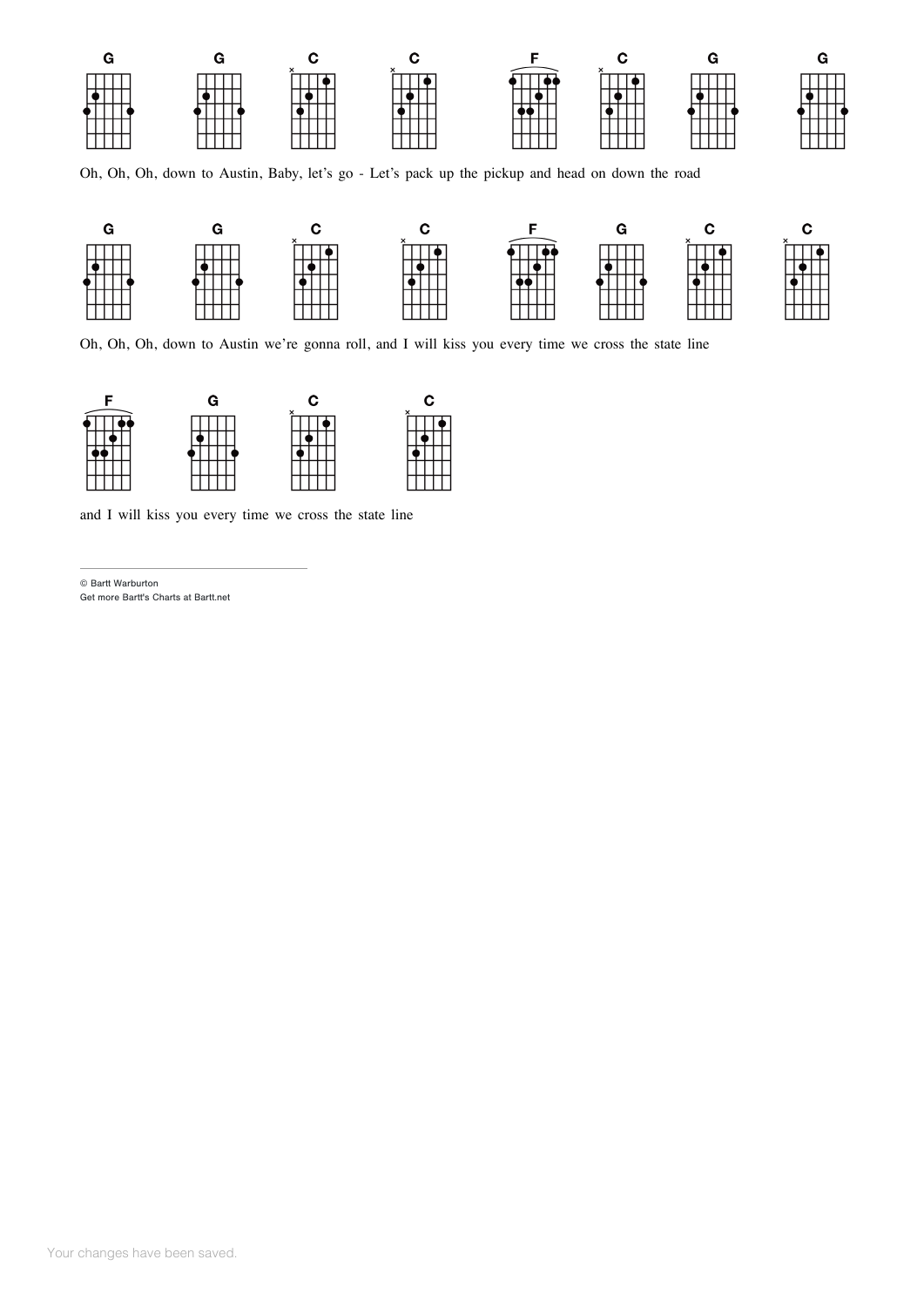G G C C F C G G

Oh, Oh, Oh, down to Austin, Baby, let's go - Let's pack up the pickup and head on down the road

G G C C F G C C

Oh, Oh, Oh, down to Austin we're gonna roll, and I will kiss you every time we cross the state line

F G C C

and I will kiss you every time we cross the state line

---

© Bartt Warburton
Get more Bartt's Charts at Bartt.net